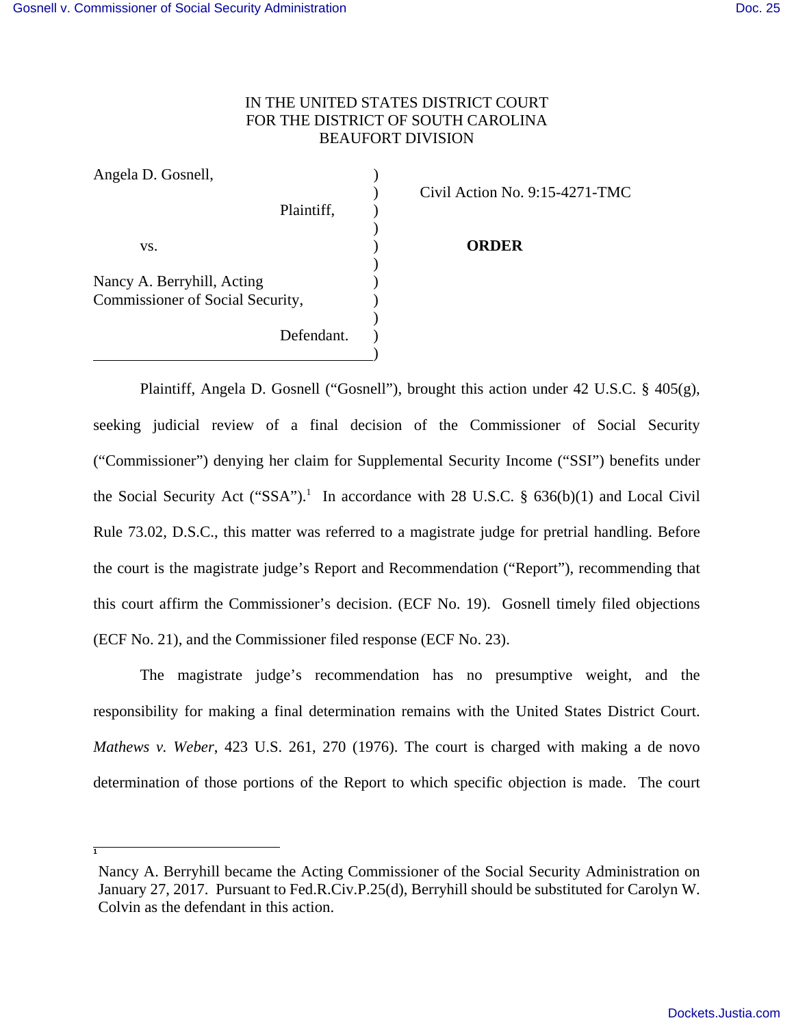IN THE UNITED STATES DISTRICT COURT
FOR THE DISTRICT OF SOUTH CAROLINA
BEAUFORT DIVISION

Angela D. Gosnell,

Plaintiff,

vs.

Nancy A. Berryhill, Acting Commissioner of Social Security,

Defendant.

Civil Action No. 9:15-4271-TMC

**ORDER**

Plaintiff, Angela D. Gosnell ("Gosnell"), brought this action under 42 U.S.C. § 405(g), seeking judicial review of a final decision of the Commissioner of Social Security ("Commissioner") denying her claim for Supplemental Security Income ("SSI") benefits under the Social Security Act ("SSA").[1] In accordance with 28 U.S.C. § 636(b)(1) and Local Civil Rule 73.02, D.S.C., this matter was referred to a magistrate judge for pretrial handling. Before the court is the magistrate judge's Report and Recommendation ("Report"), recommending that this court affirm the Commissioner's decision. (ECF No. 19). Gosnell timely filed objections (ECF No. 21), and the Commissioner filed response (ECF No. 23).

The magistrate judge's recommendation has no presumptive weight, and the responsibility for making a final determination remains with the United States District Court. *Mathews v. Weber*, 423 U.S. 261, 270 (1976). The court is charged with making a de novo determination of those portions of the Report to which specific objection is made. The court

---

[1] Nancy A. Berryhill became the Acting Commissioner of the Social Security Administration on January 27, 2017. Pursuant to Fed.R.Civ.P.25(d), Berryhill should be substituted for Carolyn W. Colvin as the defendant in this action.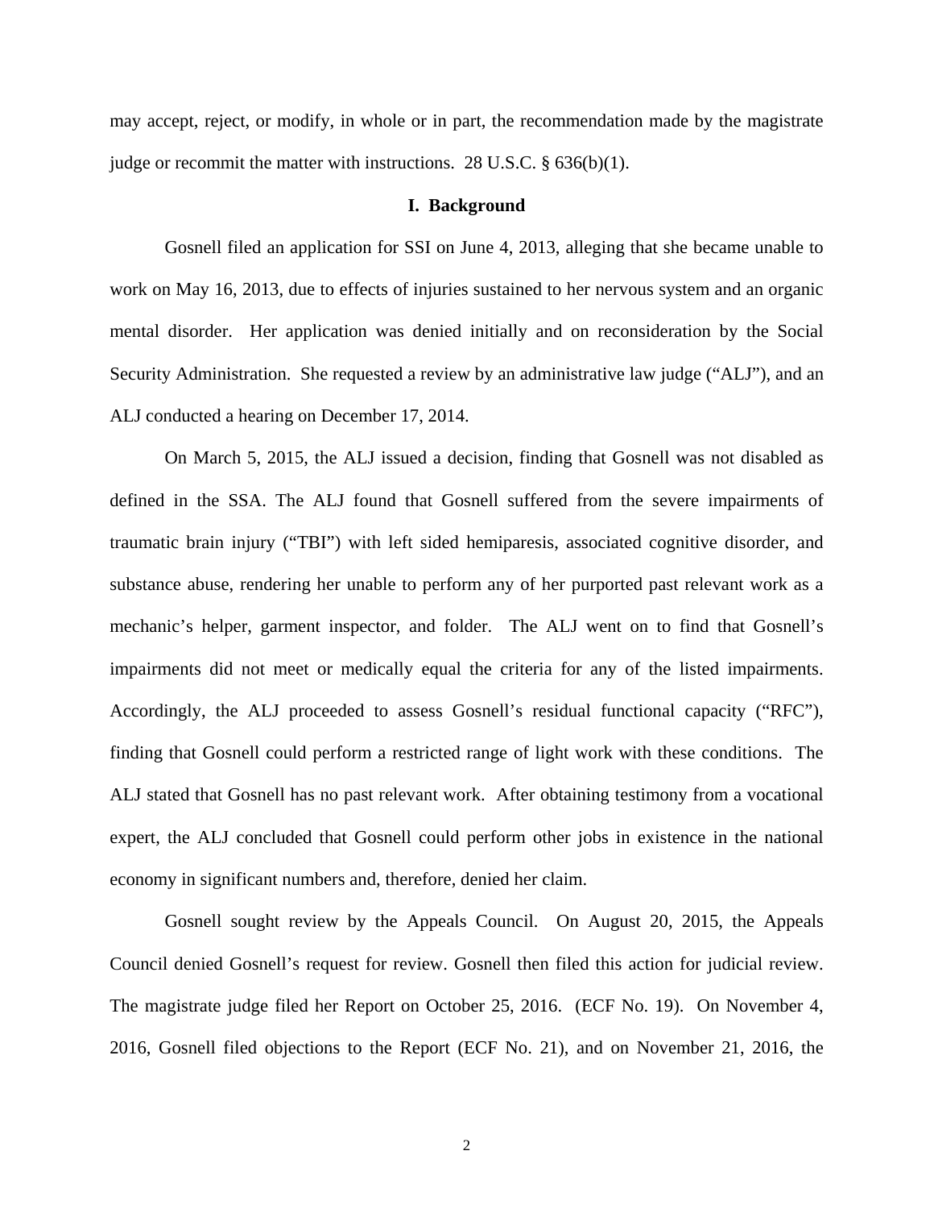may accept, reject, or modify, in whole or in part, the recommendation made by the magistrate judge or recommit the matter with instructions. 28 U.S.C. § 636(b)(1).

## I. Background

Gosnell filed an application for SSI on June 4, 2013, alleging that she became unable to work on May 16, 2013, due to effects of injuries sustained to her nervous system and an organic mental disorder. Her application was denied initially and on reconsideration by the Social Security Administration. She requested a review by an administrative law judge ("ALJ"), and an ALJ conducted a hearing on December 17, 2014.

On March 5, 2015, the ALJ issued a decision, finding that Gosnell was not disabled as defined in the SSA. The ALJ found that Gosnell suffered from the severe impairments of traumatic brain injury ("TBI") with left sided hemiparesis, associated cognitive disorder, and substance abuse, rendering her unable to perform any of her purported past relevant work as a mechanic's helper, garment inspector, and folder. The ALJ went on to find that Gosnell's impairments did not meet or medically equal the criteria for any of the listed impairments. Accordingly, the ALJ proceeded to assess Gosnell's residual functional capacity ("RFC"), finding that Gosnell could perform a restricted range of light work with these conditions. The ALJ stated that Gosnell has no past relevant work. After obtaining testimony from a vocational expert, the ALJ concluded that Gosnell could perform other jobs in existence in the national economy in significant numbers and, therefore, denied her claim.

Gosnell sought review by the Appeals Council. On August 20, 2015, the Appeals Council denied Gosnell's request for review. Gosnell then filed this action for judicial review. The magistrate judge filed her Report on October 25, 2016. (ECF No. 19). On November 4, 2016, Gosnell filed objections to the Report (ECF No. 21), and on November 21, 2016, the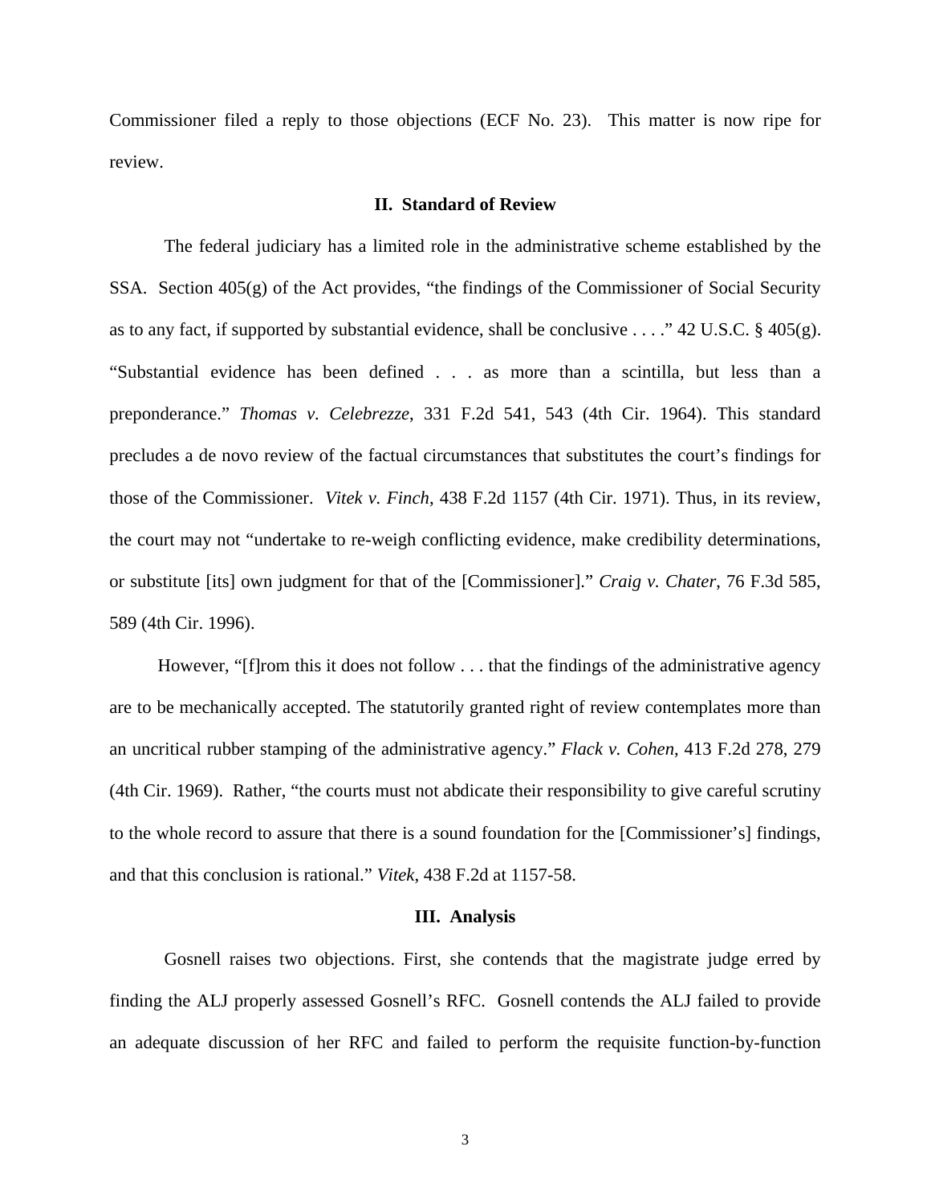Commissioner filed a reply to those objections (ECF No. 23). This matter is now ripe for review.

## II. Standard of Review

The federal judiciary has a limited role in the administrative scheme established by the SSA. Section 405(g) of the Act provides, "the findings of the Commissioner of Social Security as to any fact, if supported by substantial evidence, shall be conclusive . . . ." 42 U.S.C. § 405(g). "Substantial evidence has been defined . . . as more than a scintilla, but less than a preponderance." *Thomas v. Celebrezze*, 331 F.2d 541, 543 (4th Cir. 1964). This standard precludes a de novo review of the factual circumstances that substitutes the court's findings for those of the Commissioner. *Vitek v. Finch*, 438 F.2d 1157 (4th Cir. 1971). Thus, in its review, the court may not "undertake to re-weigh conflicting evidence, make credibility determinations, or substitute [its] own judgment for that of the [Commissioner]." *Craig v. Chater*, 76 F.3d 585, 589 (4th Cir. 1996).

However, "[f]rom this it does not follow . . . that the findings of the administrative agency are to be mechanically accepted. The statutorily granted right of review contemplates more than an uncritical rubber stamping of the administrative agency." *Flack v. Cohen*, 413 F.2d 278, 279 (4th Cir. 1969). Rather, "the courts must not abdicate their responsibility to give careful scrutiny to the whole record to assure that there is a sound foundation for the [Commissioner's] findings, and that this conclusion is rational." *Vitek*, 438 F.2d at 1157-58.

## III. Analysis

Gosnell raises two objections. First, she contends that the magistrate judge erred by finding the ALJ properly assessed Gosnell's RFC. Gosnell contends the ALJ failed to provide an adequate discussion of her RFC and failed to perform the requisite function-by-function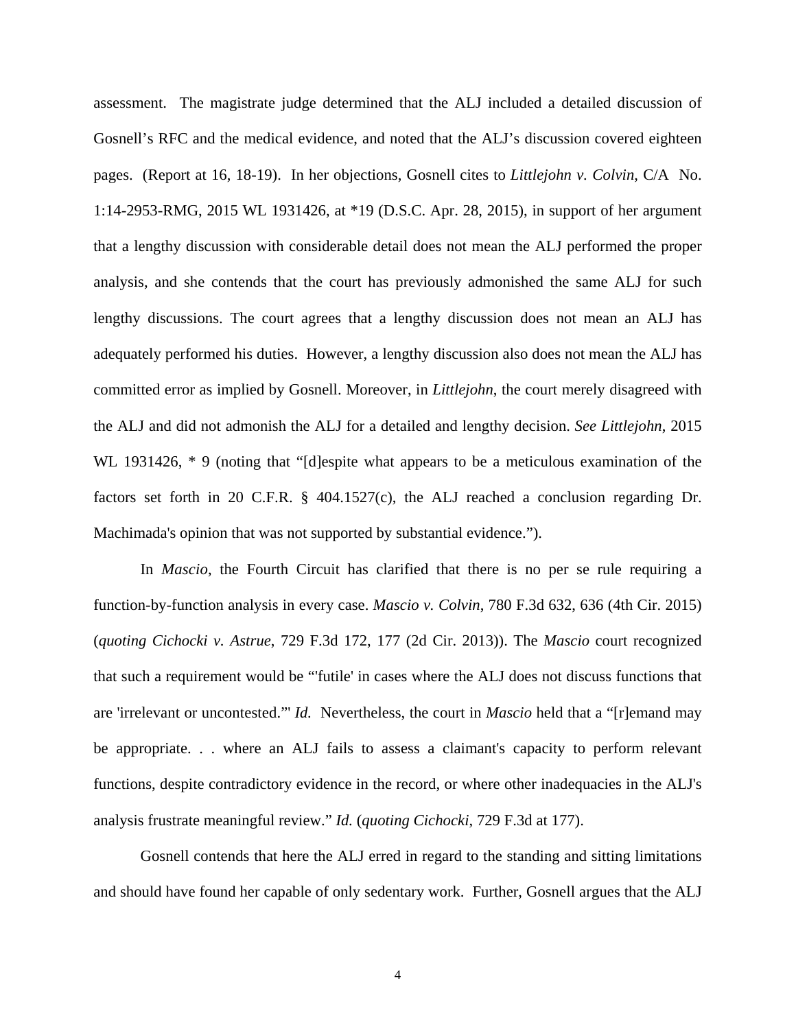assessment. The magistrate judge determined that the ALJ included a detailed discussion of Gosnell's RFC and the medical evidence, and noted that the ALJ's discussion covered eighteen pages. (Report at 16, 18-19). In her objections, Gosnell cites to *Littlejohn v. Colvin*, C/A No. 1:14-2953-RMG, 2015 WL 1931426, at *19 (D.S.C. Apr. 28, 2015), in support of her argument that a lengthy discussion with considerable detail does not mean the ALJ performed the proper analysis, and she contends that the court has previously admonished the same ALJ for such lengthy discussions. The court agrees that a lengthy discussion does not mean an ALJ has adequately performed his duties. However, a lengthy discussion also does not mean the ALJ has committed error as implied by Gosnell. Moreover, in *Littlejohn*, the court merely disagreed with the ALJ and did not admonish the ALJ for a detailed and lengthy decision. *See Littlejohn*, 2015 WL 1931426, * 9 (noting that "[d]espite what appears to be a meticulous examination of the factors set forth in 20 C.F.R. § 404.1527(c), the ALJ reached a conclusion regarding Dr. Machimada's opinion that was not supported by substantial evidence.").

In *Mascio*, the Fourth Circuit has clarified that there is no per se rule requiring a function-by-function analysis in every case. *Mascio v. Colvin*, 780 F.3d 632, 636 (4th Cir. 2015) (*quoting Cichocki v. Astrue*, 729 F.3d 172, 177 (2d Cir. 2013)). The *Mascio* court recognized that such a requirement would be "'futile' in cases where the ALJ does not discuss functions that are 'irrelevant or uncontested.'" *Id.* Nevertheless, the court in *Mascio* held that a "[r]emand may be appropriate. . . where an ALJ fails to assess a claimant's capacity to perform relevant functions, despite contradictory evidence in the record, or where other inadequacies in the ALJ's analysis frustrate meaningful review." *Id.* (*quoting Cichocki*, 729 F.3d at 177).

Gosnell contends that here the ALJ erred in regard to the standing and sitting limitations and should have found her capable of only sedentary work. Further, Gosnell argues that the ALJ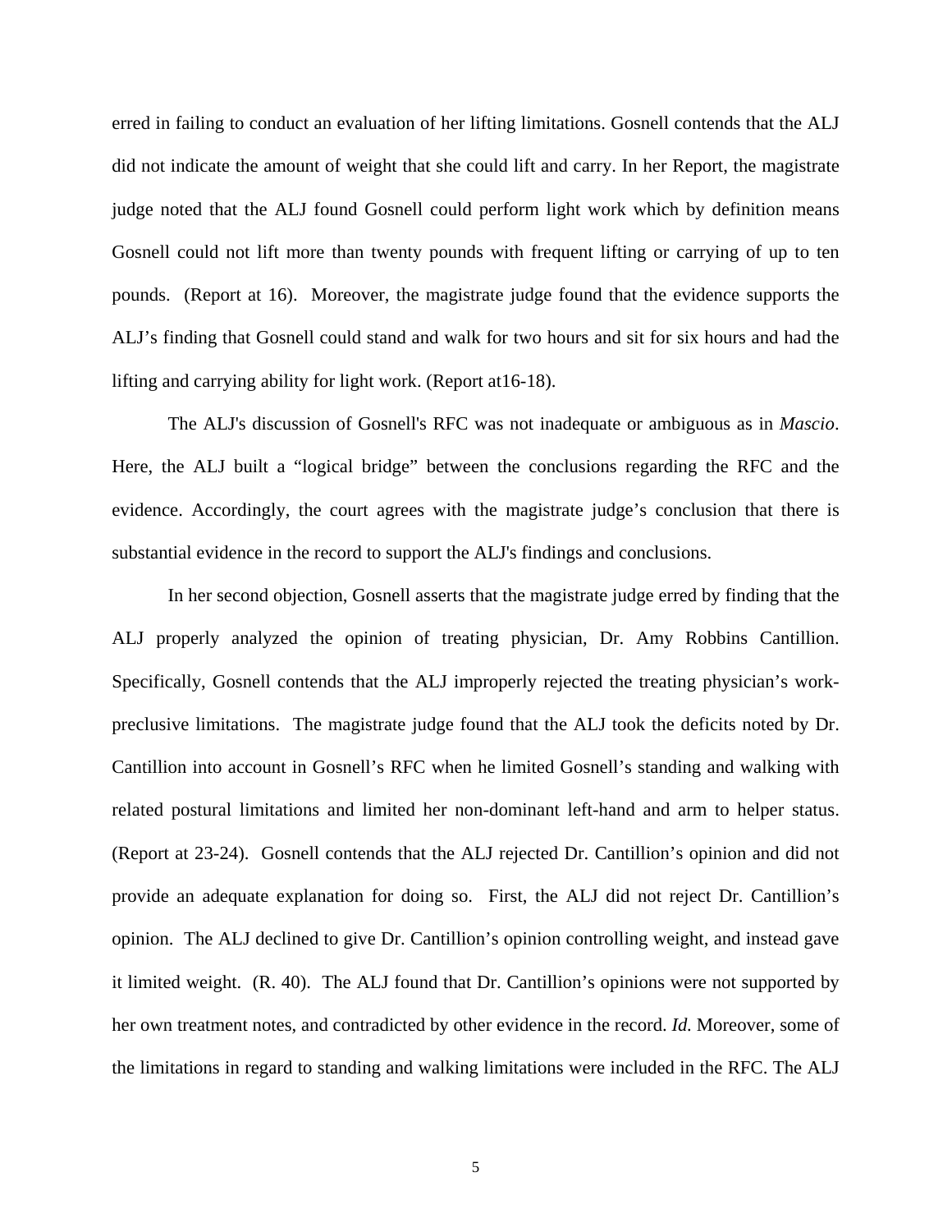erred in failing to conduct an evaluation of her lifting limitations. Gosnell contends that the ALJ did not indicate the amount of weight that she could lift and carry. In her Report, the magistrate judge noted that the ALJ found Gosnell could perform light work which by definition means Gosnell could not lift more than twenty pounds with frequent lifting or carrying of up to ten pounds. (Report at 16). Moreover, the magistrate judge found that the evidence supports the ALJ's finding that Gosnell could stand and walk for two hours and sit for six hours and had the lifting and carrying ability for light work. (Report at16-18).

The ALJ's discussion of Gosnell's RFC was not inadequate or ambiguous as in *Mascio*. Here, the ALJ built a "logical bridge" between the conclusions regarding the RFC and the evidence. Accordingly, the court agrees with the magistrate judge's conclusion that there is substantial evidence in the record to support the ALJ's findings and conclusions.

In her second objection, Gosnell asserts that the magistrate judge erred by finding that the ALJ properly analyzed the opinion of treating physician, Dr. Amy Robbins Cantillion. Specifically, Gosnell contends that the ALJ improperly rejected the treating physician's work-preclusive limitations. The magistrate judge found that the ALJ took the deficits noted by Dr. Cantillion into account in Gosnell's RFC when he limited Gosnell's standing and walking with related postural limitations and limited her non-dominant left-hand and arm to helper status. (Report at 23-24). Gosnell contends that the ALJ rejected Dr. Cantillion's opinion and did not provide an adequate explanation for doing so. First, the ALJ did not reject Dr. Cantillion's opinion. The ALJ declined to give Dr. Cantillion's opinion controlling weight, and instead gave it limited weight. (R. 40). The ALJ found that Dr. Cantillion's opinions were not supported by her own treatment notes, and contradicted by other evidence in the record. *Id.* Moreover, some of the limitations in regard to standing and walking limitations were included in the RFC. The ALJ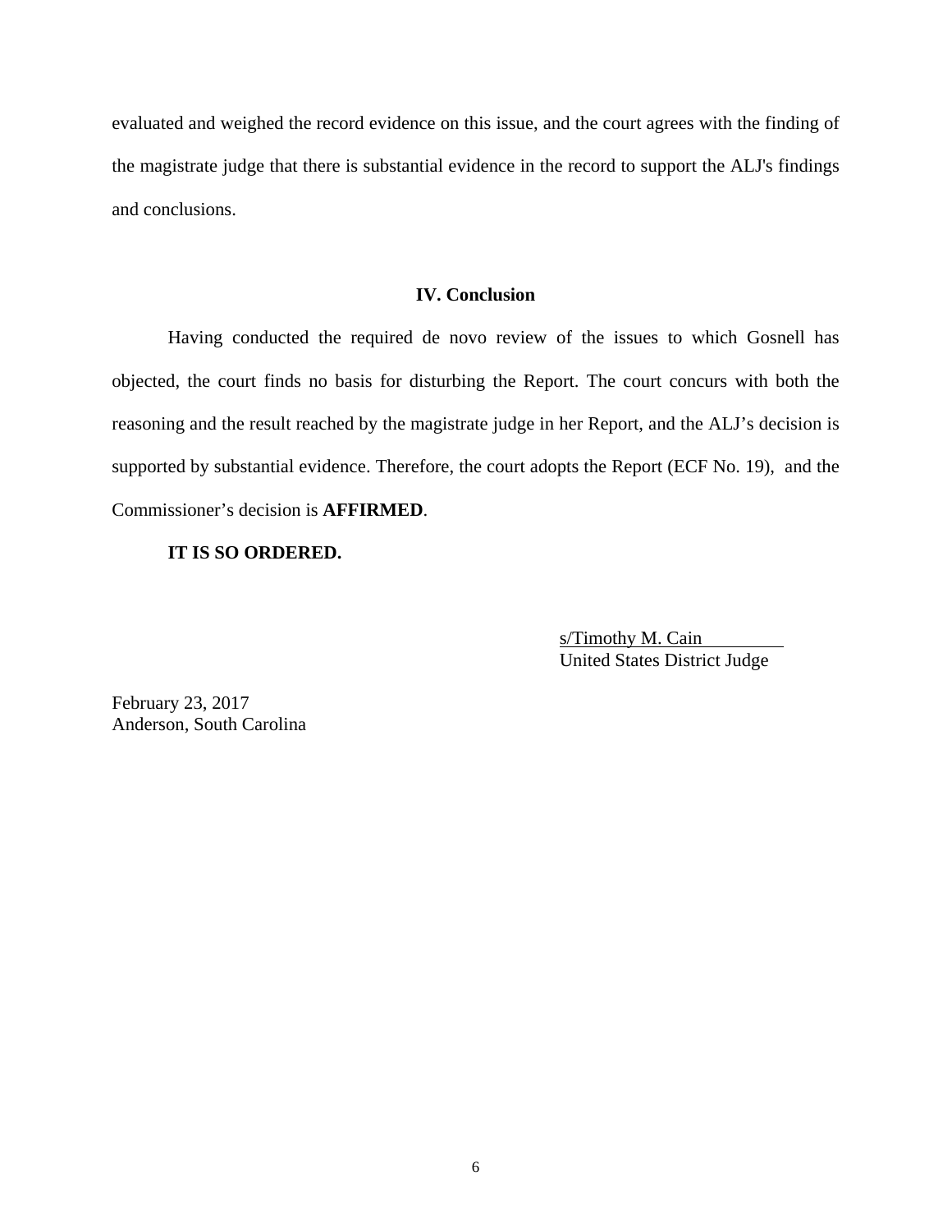evaluated and weighed the record evidence on this issue, and the court agrees with the finding of the magistrate judge that there is substantial evidence in the record to support the ALJ's findings and conclusions.

## IV. Conclusion

Having conducted the required de novo review of the issues to which Gosnell has objected, the court finds no basis for disturbing the Report. The court concurs with both the reasoning and the result reached by the magistrate judge in her Report, and the ALJ’s decision is supported by substantial evidence. Therefore, the court adopts the Report (ECF No. 19), and the Commissioner’s decision is **AFFIRMED**.

**IT IS SO ORDERED.**

s/Timothy M. Cain  
United States District Judge

February 23, 2017  
Anderson, South Carolina